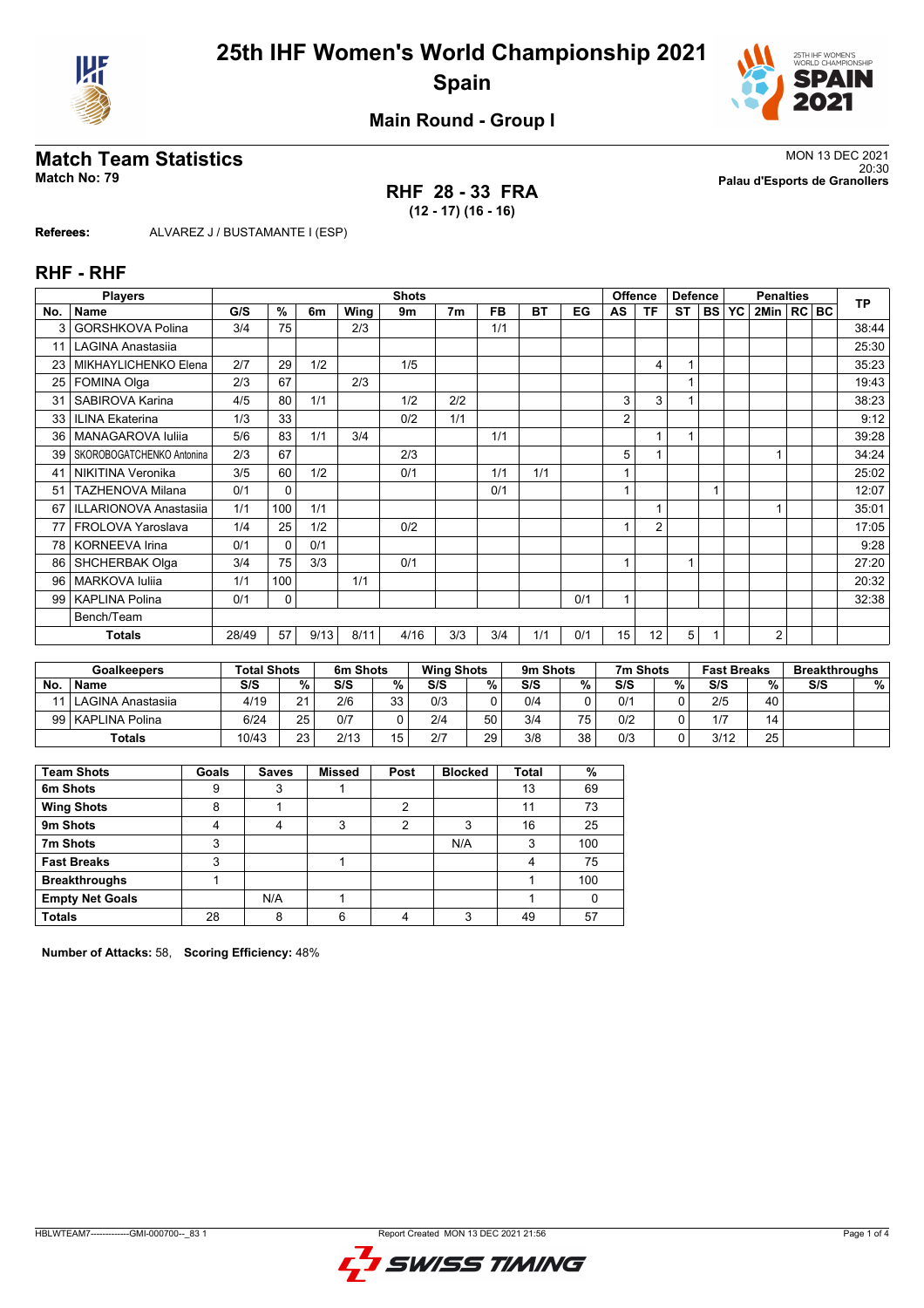# 25th IHF Women's World Championship 2021

## Spain

### Main Round - Group I

## Match Team Statistics

**Match No: 79**

MON 13 DEC 2021
20:30
**Palau d'Esports de Granollers**

**RHF 28 - 33 FRA**
**(12 - 17) (16 - 16)**

**Referees:** ALVAREZ J / BUSTAMANTE I (ESP)

## RHF - RHF

| Players | | Shots | | | | | | | | | Offence | | Defence | | | Penalties | | | TP |
|---|---|---|---|---|---|---|---|---|---|---|---|---|---|---|---|---|---|---|---|
| No. | Name | G/S | % | 6m | Wing | 9m | 7m | FB | BT | EG | AS | TF | ST | BS | YC | 2Min | RC | BC | |
| 3 | GORSHKOVA Polina | 3/4 | 75 | | 2/3 | | | 1/1 | | | | | | | | | | | 38:44 |
| 11 | LAGINA Anastasiia | | | | | | | | | | | | | | | | | | 25:30 |
| 23 | MIKHAYLICHENKO Elena | 2/7 | 29 | 1/2 | | 1/5 | | | | | | 4 | 1 | | | | | | 35:23 |
| 25 | FOMINA Olga | 2/3 | 67 | | 2/3 | | | | | | | | 1 | | | | | | 19:43 |
| 31 | SABIROVA Karina | 4/5 | 80 | 1/1 | | 1/2 | 2/2 | | | | 3 | 3 | 1 | | | | | | 38:23 |
| 33 | ILINA Ekaterina | 1/3 | 33 | | | 0/2 | 1/1 | | | | 2 | | | | | | | | 9:12 |
| 36 | MANAGAROVA Iuliia | 5/6 | 83 | 1/1 | 3/4 | | | 1/1 | | | | 1 | 1 | | | | | | 39:28 |
| 39 | SKOROBOGATCHENKO Antonina | 2/3 | 67 | | | 2/3 | | | | | 5 | 1 | | | | 1 | | | 34:24 |
| 41 | NIKITINA Veronika | 3/5 | 60 | 1/2 | | 0/1 | | 1/1 | 1/1 | | 1 | | | | | | | | 25:02 |
| 51 | TAZHENOVA Milana | 0/1 | 0 | | | | | 0/1 | | | 1 | | | 1 | | | | | 12:07 |
| 67 | ILLARIONOVA Anastasiia | 1/1 | 100 | 1/1 | | | | | | | | 1 | | | | 1 | | | 35:01 |
| 77 | FROLOVA Yaroslava | 1/4 | 25 | 1/2 | | 0/2 | | | | | 1 | 2 | | | | | | | 17:05 |
| 78 | KORNEEVA Irina | 0/1 | 0 | 0/1 | | | | | | | | | | | | | | | 9:28 |
| 86 | SHCHERBAK Olga | 3/4 | 75 | 3/3 | | 0/1 | | | | | 1 | | 1 | | | | | | 27:20 |
| 96 | MARKOVA Iuliia | 1/1 | 100 | | 1/1 | | | | | | | | | | | | | | 20:32 |
| 99 | KAPLINA Polina | 0/1 | 0 | | | | | | | 0/1 | 1 | | | | | | | | 32:38 |
| | Bench/Team | | | | | | | | | | | | | | | | | | |
| | **Totals** | 28/49 | 57 | 9/13 | 8/11 | 4/16 | 3/3 | 3/4 | 1/1 | 0/1 | 15 | 12 | 5 | 1 | | 2 | | | |

| Goalkeepers | | Total Shots | | 6m Shots | | Wing Shots | | 9m Shots | | 7m Shots | | Fast Breaks | | Breakthroughs | |
|---|---|---|---|---|---|---|---|---|---|---|---|---|---|---|---|
| No. | Name | S/S | % | S/S | % | S/S | % | S/S | % | S/S | % | S/S | % | S/S | % |
| 11 | LAGINA Anastasiia | 4/19 | 21 | 2/6 | 33 | 0/3 | 0 | 0/4 | 0 | 0/1 | 0 | 2/5 | 40 | | |
| 99 | KAPLINA Polina | 6/24 | 25 | 0/7 | 0 | 2/4 | 50 | 3/4 | 75 | 0/2 | 0 | 1/7 | 14 | | |
| | **Totals** | 10/43 | 23 | 2/13 | 15 | 2/7 | 29 | 3/8 | 38 | 0/3 | 0 | 3/12 | 25 | | |

| Team Shots | Goals | Saves | Missed | Post | Blocked | Total | % |
|---|---|---|---|---|---|---|---|
| 6m Shots | 9 | 3 | 1 | | | 13 | 69 |
| Wing Shots | 8 | 1 | | 2 | | 11 | 73 |
| 9m Shots | 4 | 4 | 3 | 2 | 3 | 16 | 25 |
| 7m Shots | 3 | | | | N/A | 3 | 100 |
| Fast Breaks | 3 | | 1 | | | 4 | 75 |
| Breakthroughs | 1 | | | | | 1 | 100 |
| Empty Net Goals | | N/A | 1 | | | 1 | 0 |
| **Totals** | 28 | 8 | 6 | 4 | 3 | 49 | 57 |

**Number of Attacks:** 58, **Scoring Efficiency:** 48%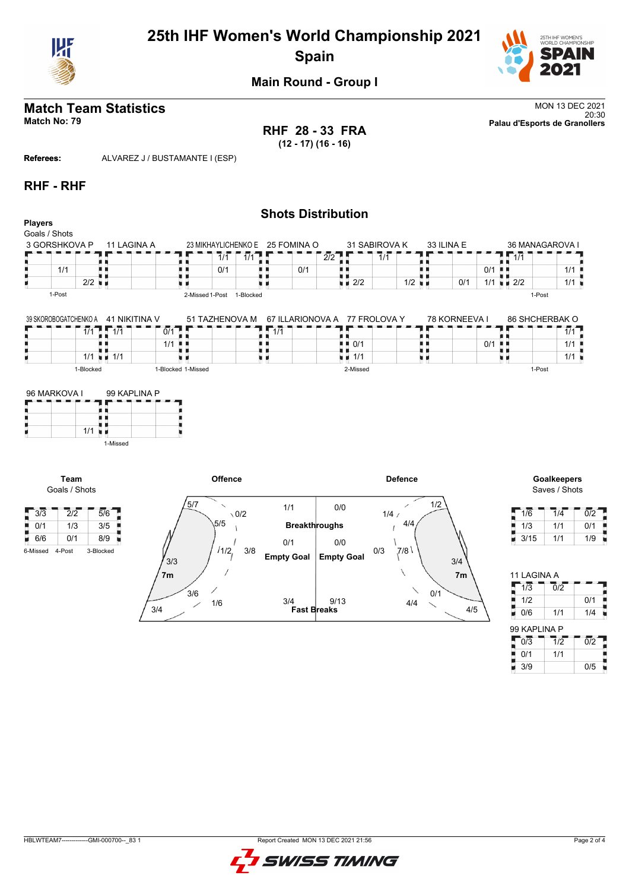# 25th IHF Women's World Championship 2021

## Spain

### Main Round - Group I

## Match Team Statistics

**Match No: 79**

MON 13 DEC 2021
20:30
**Palau d'Esports de Granollers**

**RHF 28 - 33 FRA**
**(12 - 17) (16 - 16)**

**Referees:** ALVAREZ J / BUSTAMANTE I (ESP)

## RHF - RHF

### Shots Distribution

**Players**
Goals / Shots

**3 GORSHKOVA P**

| | | |
|---|---|---|
| | | |
| 1/1 | | |
| | 2/2 | |

1-Post

**11 LAGINA A**

| | | |
|---|---|---|
| | | |
| | | |
| | | |

**23 MIKHAYLICHENKO E**

| | | |
|---|---|---|
| | 1/1 | 1/1 |
| | 1/1 | |
| | | |

2-Missed 1-Post 1-Blocked

**25 FOMINA O**

| | | |
|---|---|---|
| | | 2/2 |
| | 0/1 | |
| | | |

**31 SABIROVA K**

| | | |
|---|---|---|
| | 1/1 | |
| | | |
| 2/2 | | 1/2 |

**33 ILINA E**

| | | |
|---|---|---|
| | | |
| | | 0/1 |
| | 0/1 | 1/1 |

**36 MANAGAROVA I**

| | | |
|---|---|---|
| 1/1 | | |
| | | 1/1 |
| 2/2 | | 1/1 |

1-Post

**39 SKOROBOGATCHENKO A**

| | | |
|---|---|---|
| | | 1/1 |
| | | |
| | | 1/1 |

1-Blocked

**41 NIKITINA V**

| | | |
|---|---|---|
| 1/1 | | 0/1 |
| | | 1/1 |
| 1/1 | | |

1-Blocked 1-Missed

**51 TAZHENOVA M**

| | | |
|---|---|---|
| | | |
| | | |
| | | |

**67 ILLARIONOVA A**

| | | |
|---|---|---|
| 1/1 | | |
| | | |
| | | |

**77 FROLOVA Y**

| | | |
|---|---|---|
| | | |
| 0/1 | | |
| 1/1 | | |

2-Missed

**78 KORNEEVA I**

| | | |
|---|---|---|
| | | |
| | | 0/1 |
| | | |

**86 SHCHERBAK O**

| | | |
|---|---|---|
| | | 1/1 |
| | | 1/1 |
| | | 1/1 |

1-Post

**96 MARKOVA I**

| | | |
|---|---|---|
| | | |
| | | |
| | | 1/1 |

**99 KAPLINA P**

| | | |
|---|---|---|
| | | |
| | | |
| | | |

1-Missed

**Team**
Goals / Shots

| | | |
|---|---|---|
| 3/3 | 2/2 | 5/6 |
| 0/1 | 1/3 | 3/5 |
| 6/6 | 0/1 | 8/9 |

6-Missed 4-Post 3-Blocked

**Offence**

| | |
|---|---|
| Left wing | 5/7 |
| Left 9m | 0/2 |
| Left 6m | 5/5 |
| Centre 6m | 1/2 |
| Centre 9m | 3/8 |
| 7m | 3/3 |
| Right 6m | 3/6 |
| Right 9m | 1/6 |
| Right wing | 3/4 |

| | Offence | Defence |
|---|---|---|
| Breakthroughs | 1/1 | 0/0 |
| Empty Goal | 0/1 | 0/0 |
| Fast Breaks | 3/4 | 9/13 |

**Defence**

| | |
|---|---|
| Left wing | 1/2 |
| Left 9m | 1/4 |
| Left 6m | 4/4 |
| Centre 6m | 7/8 |
| Centre 9m | 0/3 |
| 7m | 3/4 |
| Right 6m | 0/1 |
| Right 9m | 4/4 |
| Right wing | 4/5 |

**Goalkeepers**
Saves / Shots

| | | |
|---|---|---|
| 1/6 | 1/4 | 0/2 |
| 1/3 | 1/1 | 0/1 |
| 3/15 | 1/1 | 1/9 |

**11 LAGINA A**

| | | |
|---|---|---|
| 1/3 | 0/2 | |
| 1/2 | | 0/1 |
| 0/6 | 1/1 | 1/4 |

**99 KAPLINA P**

| | | |
|---|---|---|
| 0/3 | 1/2 | 0/2 |
| 0/1 | 1/1 | |
| 3/9 | | 0/5 |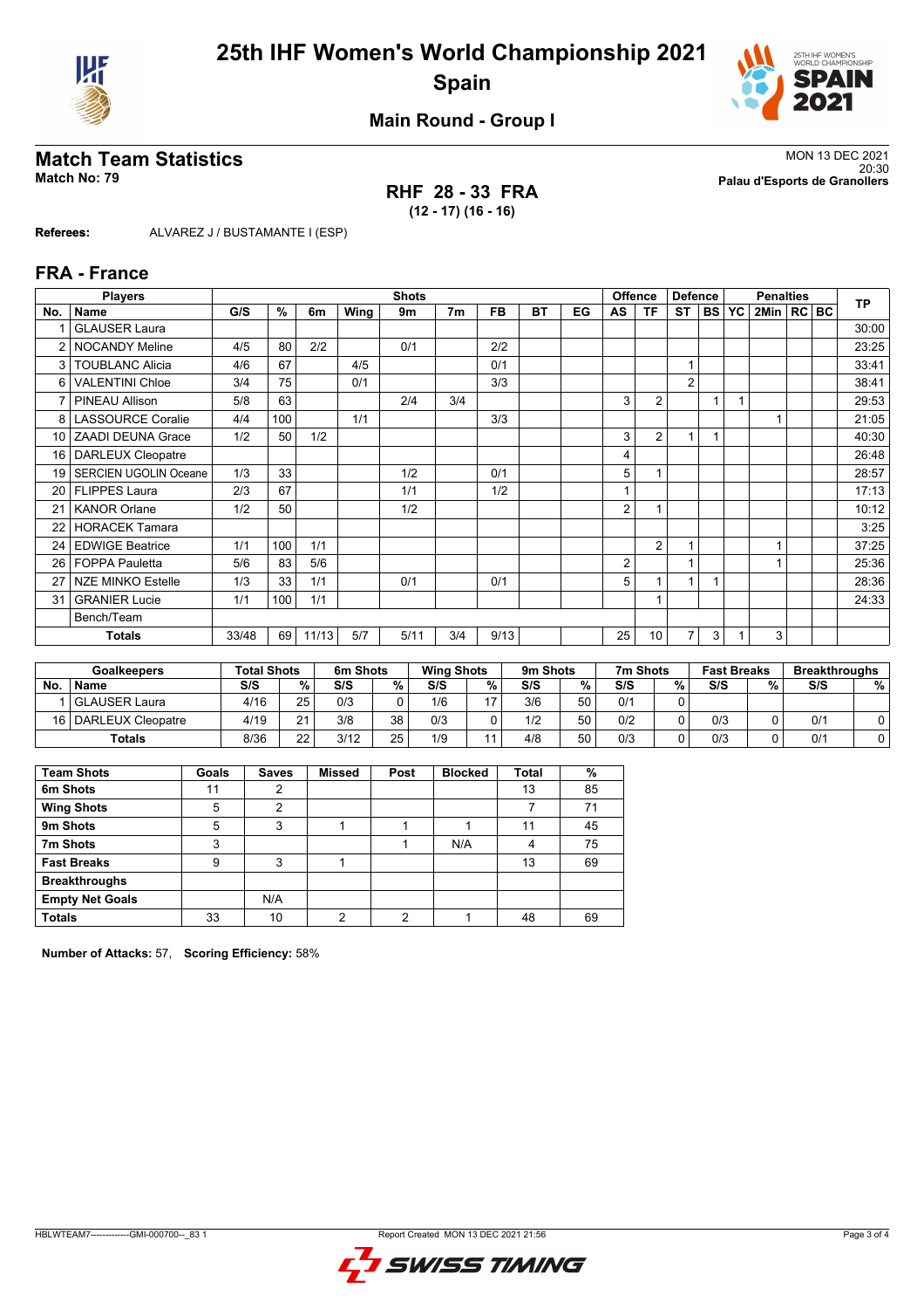# 25th IHF Women's World Championship 2021

## Spain

### Main Round - Group I

## Match Team Statistics

**Match No: 79**

MON 13 DEC 2021
20:30
**Palau d'Esports de Granollers**

**RHF 28 - 33 FRA**
**(12 - 17) (16 - 16)**

**Referees:** ALVAREZ J / BUSTAMANTE I (ESP)

## FRA - France

| Players | | Shots | | | | | | | | | Offence | | Defence | | | Penalties | | | TP |
|---|---|---|---|---|---|---|---|---|---|---|---|---|---|---|---|---|---|---|---|
| No. | Name | G/S | % | 6m | Wing | 9m | 7m | FB | BT | EG | AS | TF | ST | BS | YC | 2Min | RC | BC | |
| 1 | GLAUSER Laura | | | | | | | | | | | | | | | | | | 30:00 |
| 2 | NOCANDY Meline | 4/5 | 80 | 2/2 | | 0/1 | | 2/2 | | | | | | | | | | | 23:25 |
| 3 | TOUBLANC Alicia | 4/6 | 67 | | 4/5 | | | 0/1 | | | | | 1 | | | | | | 33:41 |
| 6 | VALENTINI Chloe | 3/4 | 75 | | 0/1 | | | 3/3 | | | | | 2 | | | | | | 38:41 |
| 7 | PINEAU Allison | 5/8 | 63 | | | 2/4 | 3/4 | | | | 3 | 2 | | 1 | 1 | | | | 29:53 |
| 8 | LASSOURCE Coralie | 4/4 | 100 | | 1/1 | | | 3/3 | | | | | | | | 1 | | | 21:05 |
| 10 | ZAADI DEUNA Grace | 1/2 | 50 | 1/2 | | | | | | | 3 | 2 | 1 | 1 | | | | | 40:30 |
| 16 | DARLEUX Cleopatre | | | | | | | | | | 4 | | | | | | | | 26:48 |
| 19 | SERCIEN UGOLIN Oceane | 1/3 | 33 | | | 1/2 | | 0/1 | | | 5 | 1 | | | | | | | 28:57 |
| 20 | FLIPPES Laura | 2/3 | 67 | | | 1/1 | | 1/2 | | | 1 | | | | | | | | 17:13 |
| 21 | KANOR Orlane | 1/2 | 50 | | | 1/2 | | | | | 2 | 1 | | | | | | | 10:12 |
| 22 | HORACEK Tamara | | | | | | | | | | | | | | | | | | 3:25 |
| 24 | EDWIGE Beatrice | 1/1 | 100 | 1/1 | | | | | | | | 2 | 1 | | | 1 | | | 37:25 |
| 26 | FOPPA Pauletta | 5/6 | 83 | 5/6 | | | | | | | 2 | | 1 | | | 1 | | | 25:36 |
| 27 | NZE MINKO Estelle | 1/3 | 33 | 1/1 | | 0/1 | | 0/1 | | | 5 | 1 | 1 | 1 | | | | | 28:36 |
| 31 | GRANIER Lucie | 1/1 | 100 | 1/1 | | | | | | | | 1 | | | | | | | 24:33 |
| | Bench/Team | | | | | | | | | | | | | | | | | | |
| | **Totals** | 33/48 | 69 | 11/13 | 5/7 | 5/11 | 3/4 | 9/13 | | | 25 | 10 | 7 | 3 | 1 | 3 | | | |

| Goalkeepers | | Total Shots | | 6m Shots | | Wing Shots | | 9m Shots | | 7m Shots | | Fast Breaks | | Breakthroughs | |
|---|---|---|---|---|---|---|---|---|---|---|---|---|---|---|---|
| No. | Name | S/S | % | S/S | % | S/S | % | S/S | % | S/S | % | S/S | % | S/S | % |
| 1 | GLAUSER Laura | 4/16 | 25 | 0/3 | 0 | 1/6 | 17 | 3/6 | 50 | 0/1 | 0 | | | | |
| 16 | DARLEUX Cleopatre | 4/19 | 21 | 3/8 | 38 | 0/3 | 0 | 1/2 | 50 | 0/2 | 0 | 0/3 | 0 | 0/1 | 0 |
| | **Totals** | 8/36 | 22 | 3/12 | 25 | 1/9 | 11 | 4/8 | 50 | 0/3 | 0 | 0/3 | 0 | 0/1 | 0 |

| Team Shots | Goals | Saves | Missed | Post | Blocked | Total | % |
|---|---|---|---|---|---|---|---|
| **6m Shots** | 11 | 2 | | | | 13 | 85 |
| **Wing Shots** | 5 | 2 | | | | 7 | 71 |
| **9m Shots** | 5 | 3 | 1 | 1 | 1 | 11 | 45 |
| **7m Shots** | 3 | | | 1 | N/A | 4 | 75 |
| **Fast Breaks** | 9 | 3 | 1 | | | 13 | 69 |
| **Breakthroughs** | | | | | | | |
| **Empty Net Goals** | | N/A | | | | | |
| **Totals** | 33 | 10 | 2 | 2 | 1 | 48 | 69 |

**Number of Attacks:** 57, **Scoring Efficiency:** 58%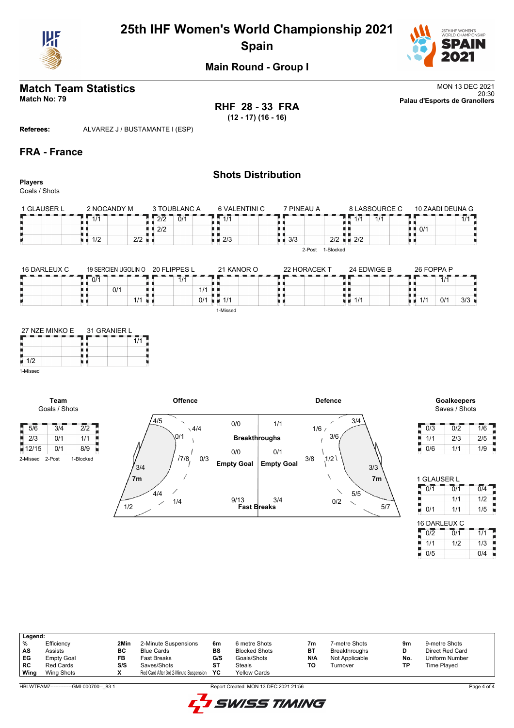# 25th IHF Women's World Championship 2021

## Spain

### Main Round - Group I

## Match Team Statistics

**Match No: 79**

MON 13 DEC 2021
20:30
**Palau d'Esports de Granollers**

**RHF 28 - 33 FRA**
**(12 - 17) (16 - 16)**

**Referees:** ALVAREZ J / BUSTAMANTE I (ESP)

## FRA - France

### Shots Distribution

**Players**
Goals / Shots

1 GLAUSER L

| | | |
|---|---|---|
| | | |
| | | |
| | | |

2 NOCANDY M

| | | |
|---|---|---|
| 1/1 | | |
| | | |
| 1/2 | | 2/2 |

3 TOUBLANC A

| | | |
|---|---|---|
| 2/2 | 0/1 | |
| 2/2 | | |
| | | |

6 VALENTINI C

| | | |
|---|---|---|
| 1/1 | | |
| | | |
| 2/3 | | |

7 PINEAU A

| | | |
|---|---|---|
| | | |
| | | |
| 3/3 | | 2/2 |

2-Post

8 LASSOURCE C

| | | |
|---|---|---|
| 1/1 | 1/1 | |
| | | |
| 2/2 | | |

1-Blocked

10 ZAADI DEUNA G

| | | |
|---|---|---|
| | | 1/1 |
| 0/1 | | |
| | | |

16 DARLEUX C

| | | |
|---|---|---|
| | | |
| | | |
| | | |

19 SERCIEN UGOLIN O

| | | |
|---|---|---|
| 0/1 | | |
| | 0/1 | |
| | | 1/1 |

20 FLIPPES L

| | | |
|---|---|---|
| | 1/1 | |
| | | 1/1 |
| | | 0/1 |

21 KANOR O

| | | |
|---|---|---|
| | | |
| | | |
| 1/1 | | |

1-Missed

22 HORACEK T

| | | |
|---|---|---|
| | | |
| | | |
| | | |

24 EDWIGE B

| | | |
|---|---|---|
| | | |
| | | |
| 1/1 | | |

26 FOPPA P

| | | |
|---|---|---|
| | 1/1 | |
| | | |
| 1/1 | 0/1 | 3/3 |

27 NZE MINKO E

| | | |
|---|---|---|
| | | |
| | | |
| 1/2 | | |

1-Missed

31 GRANIER L

| | | |
|---|---|---|
| | | 1/1 |
| | | |
| | | |

**Team**
Goals / Shots

| | | |
|---|---|---|
| 5/6 | 3/4 | 2/2 |
| 2/3 | 0/1 | 1/1 |
| 12/15 | 0/1 | 8/9 |

2-Missed 2-Post 1-Blocked

**Offence**

4/5
4/4
0/1
7/8
0/3
3/4
7m
4/4
1/4
1/2

0/0 1/1
**Breakthroughs**
0/0 0/1
**Empty Goal** **Empty Goal**
9/13 3/4
**Fast Breaks**

**Defence**

1/6
3/4
3/6
3/8
1/2
3/3
7m
5/5
0/2
5/7

**Goalkeepers**
Saves / Shots

| | | |
|---|---|---|
| 0/3 | 0/2 | 1/6 |
| 1/1 | 2/3 | 2/5 |
| 0/6 | 1/1 | 1/9 |

1 GLAUSER L

| | | |
|---|---|---|
| 0/1 | 0/1 | 0/4 |
| | 1/1 | 1/2 |
| 0/1 | 1/1 | 1/5 |

16 DARLEUX C

| | | |
|---|---|---|
| 0/2 | 0/1 | 1/1 |
| 1/1 | 1/2 | 1/3 |
| 0/5 | | 0/4 |

| Legend: | | | | | | | | | |
|---|---|---|---|---|---|---|---|---|---|
| % | Efficiency | 2Min | 2-Minute Suspensions | 6m | 6 metre Shots | 7m | 7-metre Shots | 9m | 9-metre Shots |
| AS | Assists | BC | Blue Cards | BS | Blocked Shots | BT | Breakthroughs | D | Direct Red Card |
| EG | Empty Goal | FB | Fast Breaks | G/S | Goals/Shots | N/A | Not Applicable | No. | Uniform Number |
| RC | Red Cards | S/S | Saves/Shots | ST | Steals | TO | Turnover | TP | Time Played |
| Wing | Wing Shots | X | Red Card After 3rd 2-Minute Suspension | YC | Yellow Cards | | | | |

HBLWTEAM7--------------GMI-000700--_83 1 Report Created MON 13 DEC 2021 21:56